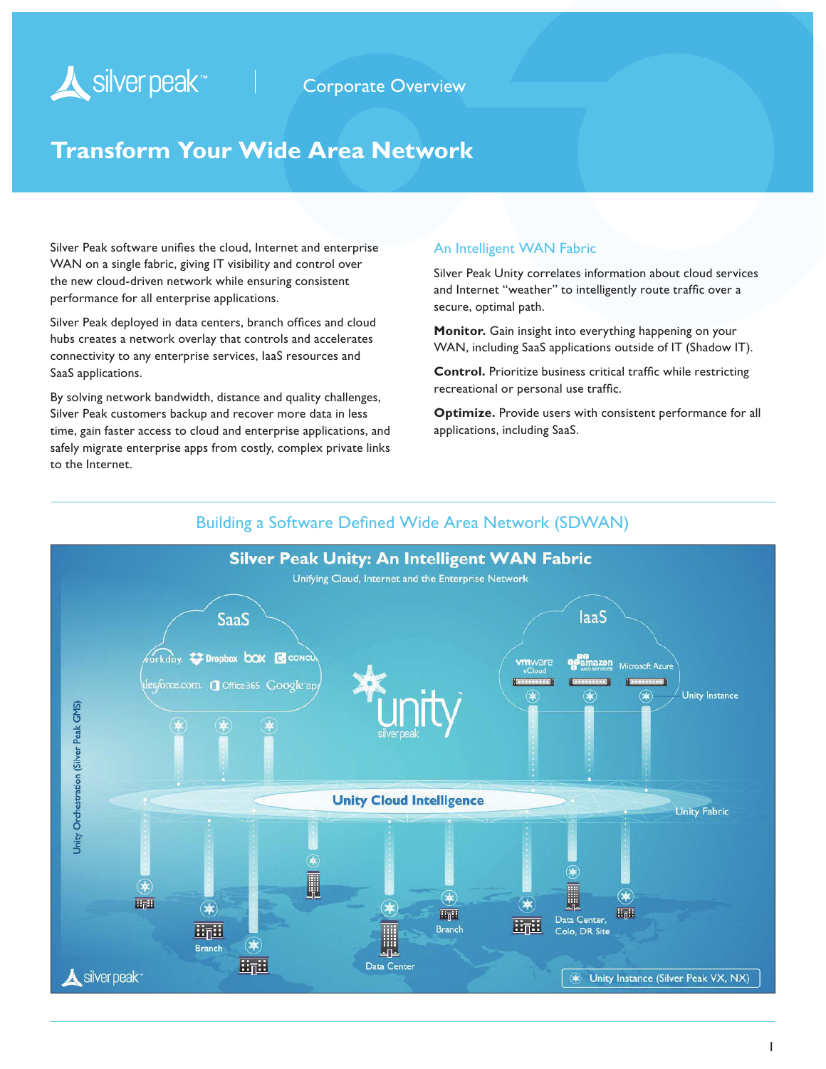Corporate Overview

# Transform Your Wide Area Network

Silver Peak software unifies the cloud, Internet and enterprise WAN on a single fabric, giving IT visibility and control over the new cloud-driven network while ensuring consistent performance for all enterprise applications.

Silver Peak deployed in data centers, branch offices and cloud hubs creates a network overlay that controls and accelerates connectivity to any enterprise services, IaaS resources and SaaS applications.

By solving network bandwidth, distance and quality challenges, Silver Peak customers backup and recover more data in less time, gain faster access to cloud and enterprise applications, and safely migrate enterprise apps from costly, complex private links to the Internet.

## An Intelligent WAN Fabric

Silver Peak Unity correlates information about cloud services and Internet "weather" to intelligently route traffic over a secure, optimal path.

**Monitor.** Gain insight into everything happening on your WAN, including SaaS applications outside of IT (Shadow IT).

**Control.** Prioritize business critical traffic while restricting recreational or personal use traffic.

**Optimize.** Provide users with consistent performance for all applications, including SaaS.

## Building a Software Defined Wide Area Network (SDWAN)

**Silver Peak Unity: An Intelligent WAN Fabric**

Unifying Cloud, Internet and the Enterprise Network

SaaS: workday, Dropbox, box, concur, salesforce.com, Office365, Google apps

IaaS: vmware vCloud, amazon web services, Microsoft Azure

unity silver peak

Unity Instance

Unity Cloud Intelligence

Unity Fabric

Unity Orchestration (Silver Peak GMS)

Branch

Data Center

Branch

Data Center, Colo, DR Site

Unity Instance (Silver Peak VX, NX)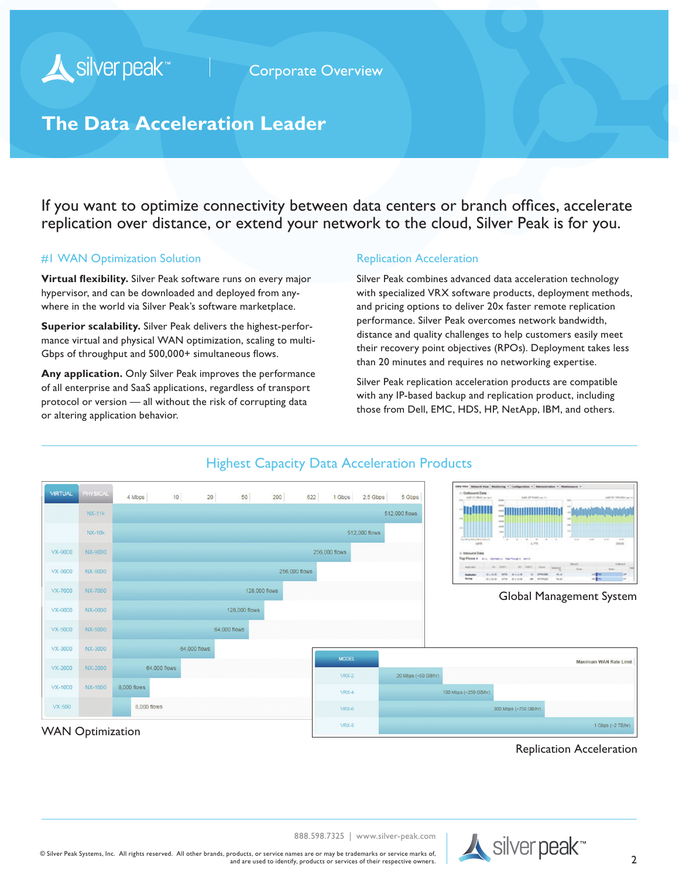# The Data Acceleration Leader

Corporate Overview

If you want to optimize connectivity between data centers or branch offices, accelerate replication over distance, or extend your network to the cloud, Silver Peak is for you.

## #1 WAN Optimization Solution

**Virtual flexibility.** Silver Peak software runs on every major hypervisor, and can be downloaded and deployed from anywhere in the world via Silver Peak's software marketplace.

**Superior scalability.** Silver Peak delivers the highest-performance virtual and physical WAN optimization, scaling to multi-Gbps of throughput and 500,000+ simultaneous flows.

**Any application.** Only Silver Peak improves the performance of all enterprise and SaaS applications, regardless of transport protocol or version — all without the risk of corrupting data or altering application behavior.

## Replication Acceleration

Silver Peak combines advanced data acceleration technology with specialized VRX software products, deployment methods, and pricing options to deliver 20x faster remote replication performance. Silver Peak overcomes network bandwidth, distance and quality challenges to help customers easily meet their recovery point objectives (RPOs). Deployment takes less than 20 minutes and requires no networking expertise.

Silver Peak replication acceleration products are compatible with any IP-based backup and replication product, including those from Dell, EMC, HDS, HP, NetApp, IBM, and others.

## Highest Capacity Data Acceleration Products

VIRTUAL
PHYSICAL
4 Mbps
10
20
50
200
622
1 Gbps
2.5 Gbps
5 Gbps

NX-11k 512,000 flows
NX-10k 512,000 flows
VX-9000 NX-9000 256,000 flows
VX-8000 NX-8000 256,000 flows
VX-7000 NX-7000 128,000 flows
VX-6000 NX-6000 128,000 flows
VX-5000 NX-5000 64,000 flows
VX-3000 NX-3000 64,000 flows
VX-2000 NX-2000 64,000 flows
VX-1000 NX-1000 8,000 flows
VX-500 8,000 flows

WAN Optimization

Global Management System

MODEL
Maximum WAN Rate Limit
VRX-2 20 Mbps (~50 GB/hr)
VRX-4 100 Mbps (~250 GB/hr)
VRX-6 300 Mbps (~750 GB/hr)
VRX-8 1 Gbps (~2 TB/hr)

Replication Acceleration

888.598.7325 | www.silver-peak.com

© Silver Peak Systems, Inc. All rights reserved. All other brands, products, or service names are or may be trademarks or service marks of, and are used to identify, products or services of their respective owners.